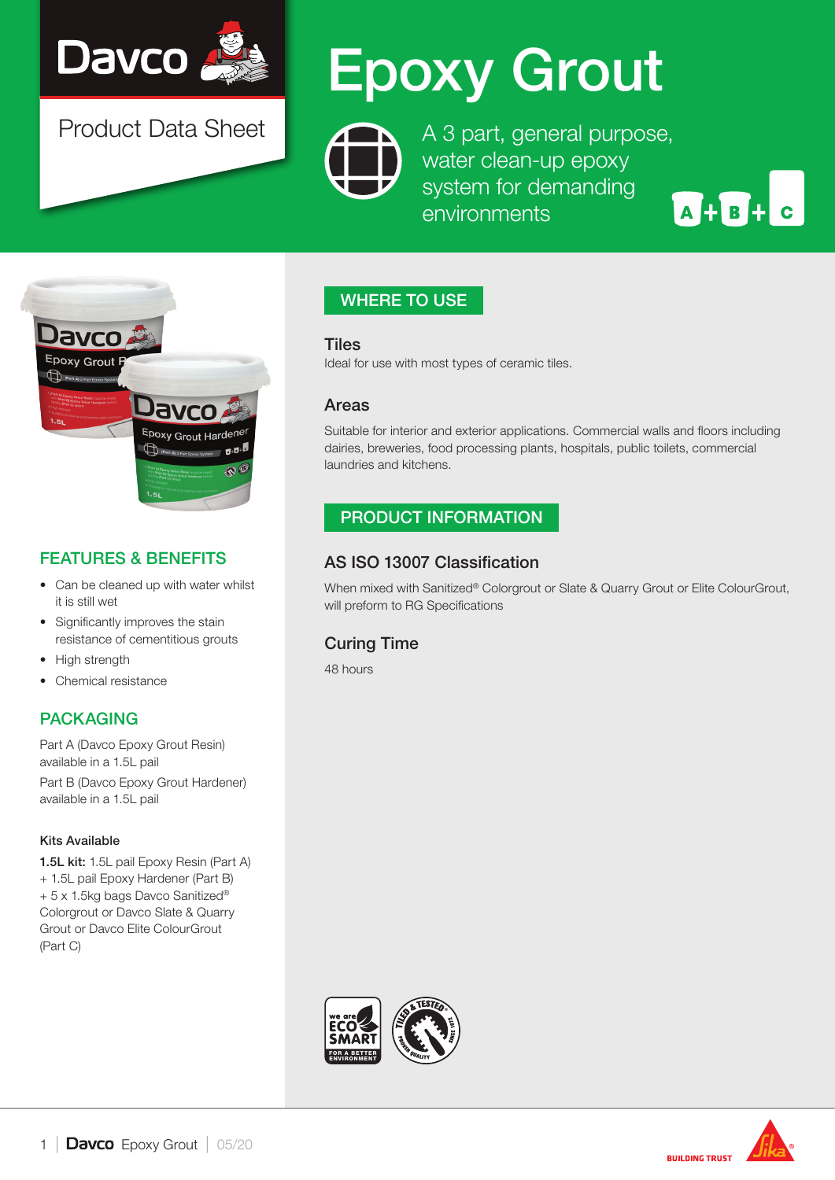Davco

Product Data Sheet

# Epoxy Grout

A 3 part, general purpose, water clean-up epoxy system for demanding environments

A + B + C

## FEATURES & BENEFITS

- Can be cleaned up with water whilst it is still wet
- Significantly improves the stain resistance of cementitious grouts
- High strength
- Chemical resistance

## PACKAGING

Part A (Davco Epoxy Grout Resin) available in a 1.5L pail

Part B (Davco Epoxy Grout Hardener) available in a 1.5L pail

### Kits Available

**1.5L kit:** 1.5L pail Epoxy Resin (Part A) + 1.5L pail Epoxy Hardener (Part B) + 5 x 1.5kg bags Davco Sanitized® Colorgrout or Davco Slate & Quarry Grout or Davco Elite ColourGrout (Part C)

## WHERE TO USE

### Tiles

Ideal for use with most types of ceramic tiles.

### Areas

Suitable for interior and exterior applications. Commercial walls and floors including dairies, breweries, food processing plants, hospitals, public toilets, commercial laundries and kitchens.

## PRODUCT INFORMATION

### AS ISO 13007 Classification

When mixed with Sanitized® Colorgrout or Slate & Quarry Grout or Elite ColourGrout, will preform to RG Specifications

### Curing Time

48 hours

we are ECO SMART FOR A BETTER ENVIRONMENT

TILED & TESTED SINCE 1972 PROVEN QUALITY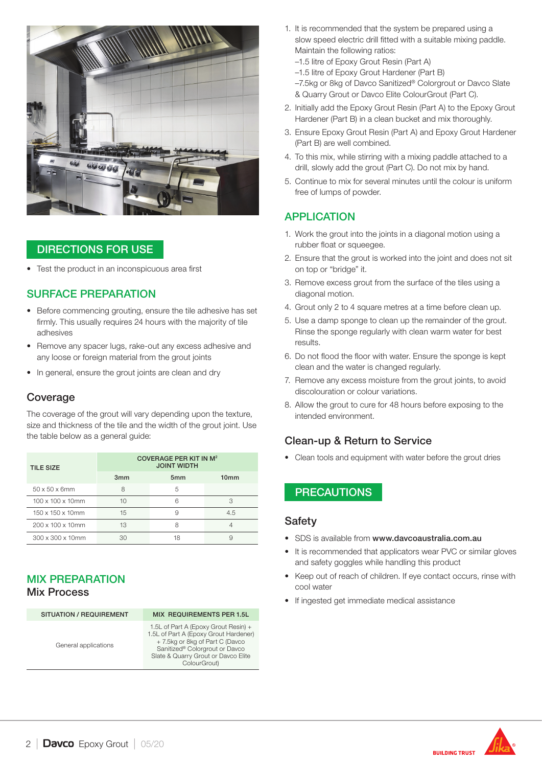## DIRECTIONS FOR USE

- Test the product in an inconspicuous area first

## SURFACE PREPARATION

- Before commencing grouting, ensure the tile adhesive has set firmly. This usually requires 24 hours with the majority of tile adhesives
- Remove any spacer lugs, rake-out any excess adhesive and any loose or foreign material from the grout joints
- In general, ensure the grout joints are clean and dry

### Coverage

The coverage of the grout will vary depending upon the texture, size and thickness of the tile and the width of the grout joint. Use the table below as a general guide:

| TILE SIZE | COVERAGE PER KIT IN M² JOINT WIDTH | | |
|---|---|---|---|
| | 3mm | 5mm | 10mm |
| 50 x 50 x 6mm | 8 | 5 | |
| 100 x 100 x 10mm | 10 | 6 | 3 |
| 150 x 150 x 10mm | 15 | 9 | 4.5 |
| 200 x 100 x 10mm | 13 | 8 | 4 |
| 300 x 300 x 10mm | 30 | 18 | 9 |

## MIX PREPARATION

### Mix Process

| SITUATION / REQUIREMENT | MIX REQUIREMENTS PER 1.5L |
|---|---|
| General applications | 1.5L of Part A (Epoxy Grout Resin) + 1.5L of Part A (Epoxy Grout Hardener) + 7.5kg or 8kg of Part C (Davco Sanitized® Colorgrout or Davco Slate & Quarry Grout or Davco Elite ColourGrout) |

1. It is recommended that the system be prepared using a slow speed electric drill fitted with a suitable mixing paddle. Maintain the following ratios:
   –1.5 litre of Epoxy Grout Resin (Part A)
   –1.5 litre of Epoxy Grout Hardener (Part B)
   –7.5kg or 8kg of Davco Sanitized® Colorgrout or Davco Slate & Quarry Grout or Davco Elite ColourGrout (Part C).
2. Initially add the Epoxy Grout Resin (Part A) to the Epoxy Grout Hardener (Part B) in a clean bucket and mix thoroughly.
3. Ensure Epoxy Grout Resin (Part A) and Epoxy Grout Hardener (Part B) are well combined.
4. To this mix, while stirring with a mixing paddle attached to a drill, slowly add the grout (Part C). Do not mix by hand.
5. Continue to mix for several minutes until the colour is uniform free of lumps of powder.

## APPLICATION

1. Work the grout into the joints in a diagonal motion using a rubber float or squeegee.
2. Ensure that the grout is worked into the joint and does not sit on top or "bridge" it.
3. Remove excess grout from the surface of the tiles using a diagonal motion.
4. Grout only 2 to 4 square metres at a time before clean up.
5. Use a damp sponge to clean up the remainder of the grout. Rinse the sponge regularly with clean warm water for best results.
6. Do not flood the floor with water. Ensure the sponge is kept clean and the water is changed regularly.
7. Remove any excess moisture from the grout joints, to avoid discolouration or colour variations.
8. Allow the grout to cure for 48 hours before exposing to the intended environment.

### Clean-up & Return to Service

- Clean tools and equipment with water before the grout dries

## PRECAUTIONS

### Safety

- SDS is available from **www.davcoaustralia.com.au**
- It is recommended that applicators wear PVC or similar gloves and safety goggles while handling this product
- Keep out of reach of children. If eye contact occurs, rinse with cool water
- If ingested get immediate medical assistance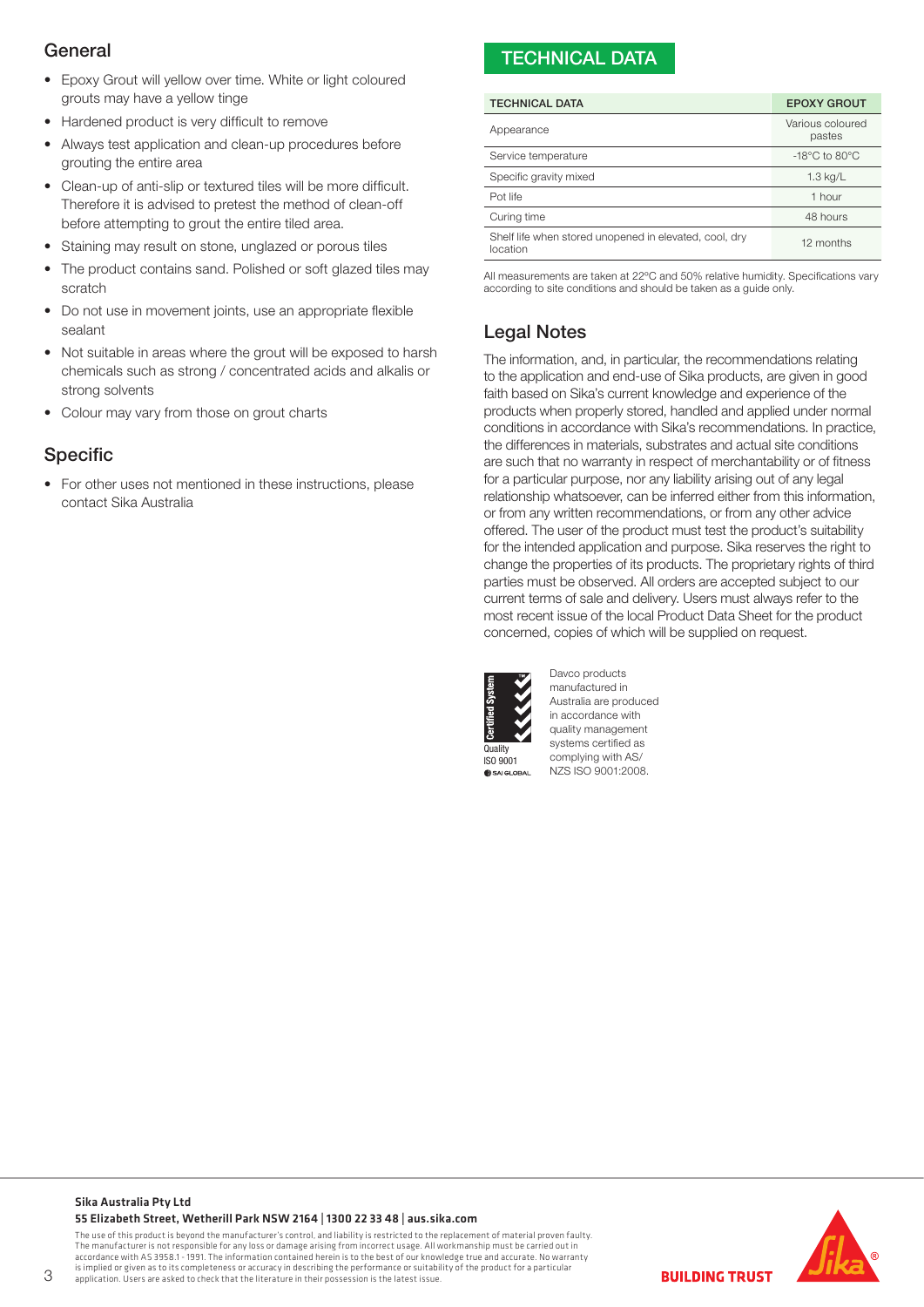## General

- Epoxy Grout will yellow over time. White or light coloured grouts may have a yellow tinge
- Hardened product is very difficult to remove
- Always test application and clean-up procedures before grouting the entire area
- Clean-up of anti-slip or textured tiles will be more difficult. Therefore it is advised to pretest the method of clean-off before attempting to grout the entire tiled area.
- Staining may result on stone, unglazed or porous tiles
- The product contains sand. Polished or soft glazed tiles may scratch
- Do not use in movement joints, use an appropriate flexible sealant
- Not suitable in areas where the grout will be exposed to harsh chemicals such as strong / concentrated acids and alkalis or strong solvents
- Colour may vary from those on grout charts

## Specific

- For other uses not mentioned in these instructions, please contact Sika Australia

## TECHNICAL DATA

| TECHNICAL DATA | EPOXY GROUT |
|---|---|
| Appearance | Various coloured pastes |
| Service temperature | -18°C to 80°C |
| Specific gravity mixed | 1.3 kg/L |
| Pot life | 1 hour |
| Curing time | 48 hours |
| Shelf life when stored unopened in elevated, cool, dry location | 12 months |

All measurements are taken at 22°C and 50% relative humidity. Specifications vary according to site conditions and should be taken as a guide only.

## Legal Notes

The information, and, in particular, the recommendations relating to the application and end-use of Sika products, are given in good faith based on Sika's current knowledge and experience of the products when properly stored, handled and applied under normal conditions in accordance with Sika's recommendations. In practice, the differences in materials, substrates and actual site conditions are such that no warranty in respect of merchantability or of fitness for a particular purpose, nor any liability arising out of any legal relationship whatsoever, can be inferred either from this information, or from any written recommendations, or from any other advice offered. The user of the product must test the product's suitability for the intended application and purpose. Sika reserves the right to change the properties of its products. The proprietary rights of third parties must be observed. All orders are accepted subject to our current terms of sale and delivery. Users must always refer to the most recent issue of the local Product Data Sheet for the product concerned, copies of which will be supplied on request.

Certified System Quality ISO 9001 SAI GLOBAL

Davco products manufactured in Australia are produced in accordance with quality management systems certified as complying with AS/NZS ISO 9001:2008.

**Sika Australia Pty Ltd**
**55 Elizabeth Street, Wetherill Park NSW 2164 | 1300 22 33 48 | aus.sika.com**

The use of this product is beyond the manufacturer's control, and liability is restricted to the replacement of material proven faulty. The manufacturer is not responsible for any loss or damage arising from incorrect usage. All workmanship must be carried out in accordance with AS 3958.1 - 1991. The information contained herein is to the best of our knowledge true and accurate. No warranty is implied or given as to its completeness or accuracy in describing the performance or suitability of the product for a particular application. Users are asked to check that the literature in their possession is the latest issue.

BUILDING TRUST